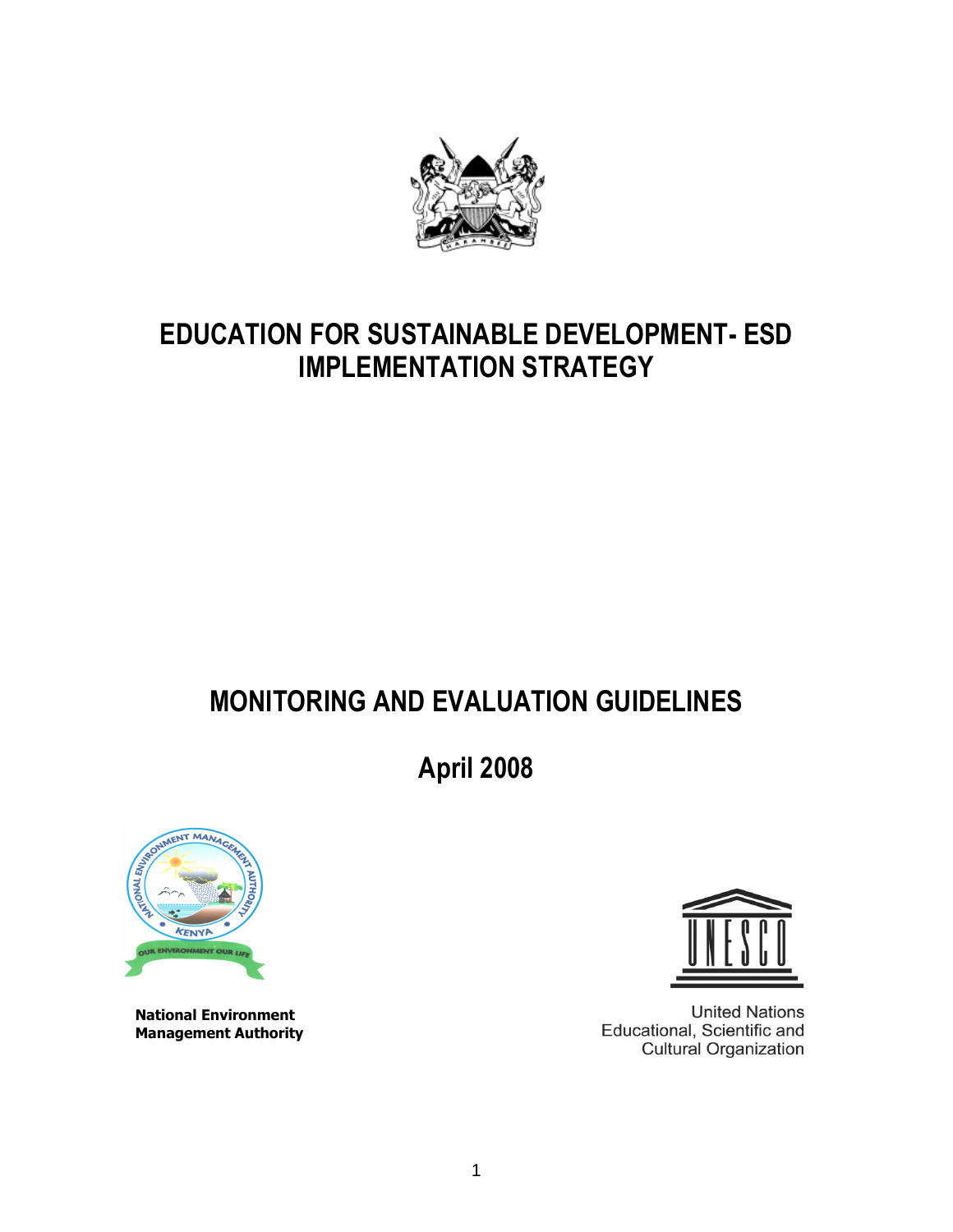# EDUCATION FOR SUSTAINABLE DEVELOPMENT- ESD IMPLEMENTATION STRATEGY

# MONITORING AND EVALUATION GUIDELINES

## April 2008

**National Environment Management Authority**

United Nations Educational, Scientific and Cultural Organization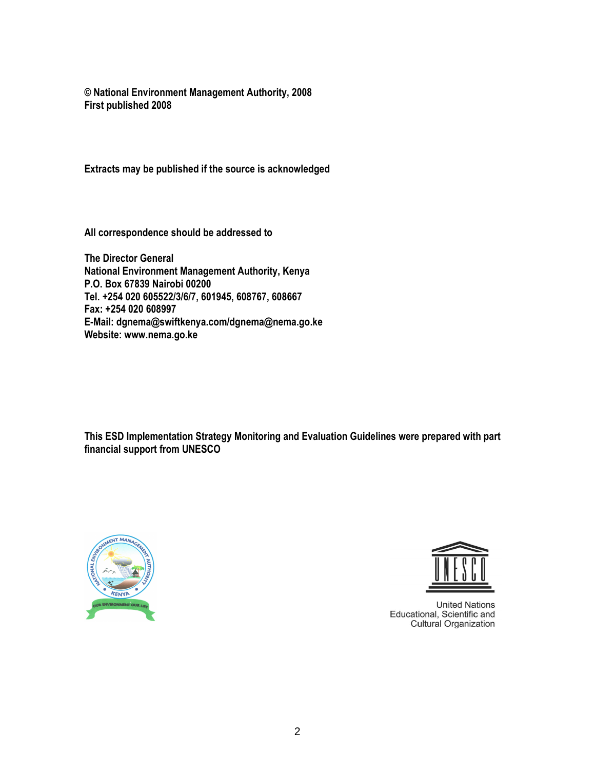**© National Environment Management Authority, 2008**
**First published 2008**

**Extracts may be published if the source is acknowledged**

**All correspondence should be addressed to**

**The Director General**
**National Environment Management Authority, Kenya**
**P.O. Box 67839 Nairobi 00200**
**Tel. +254 020 605522/3/6/7, 601945, 608767, 608667**
**Fax: +254 020 608997**
**E-Mail: dgnema@swiftkenya.com/dgnema@nema.go.ke**
**Website: www.nema.go.ke**

**This ESD Implementation Strategy Monitoring and Evaluation Guidelines were prepared with part financial support from UNESCO**

United Nations
Educational, Scientific and
Cultural Organization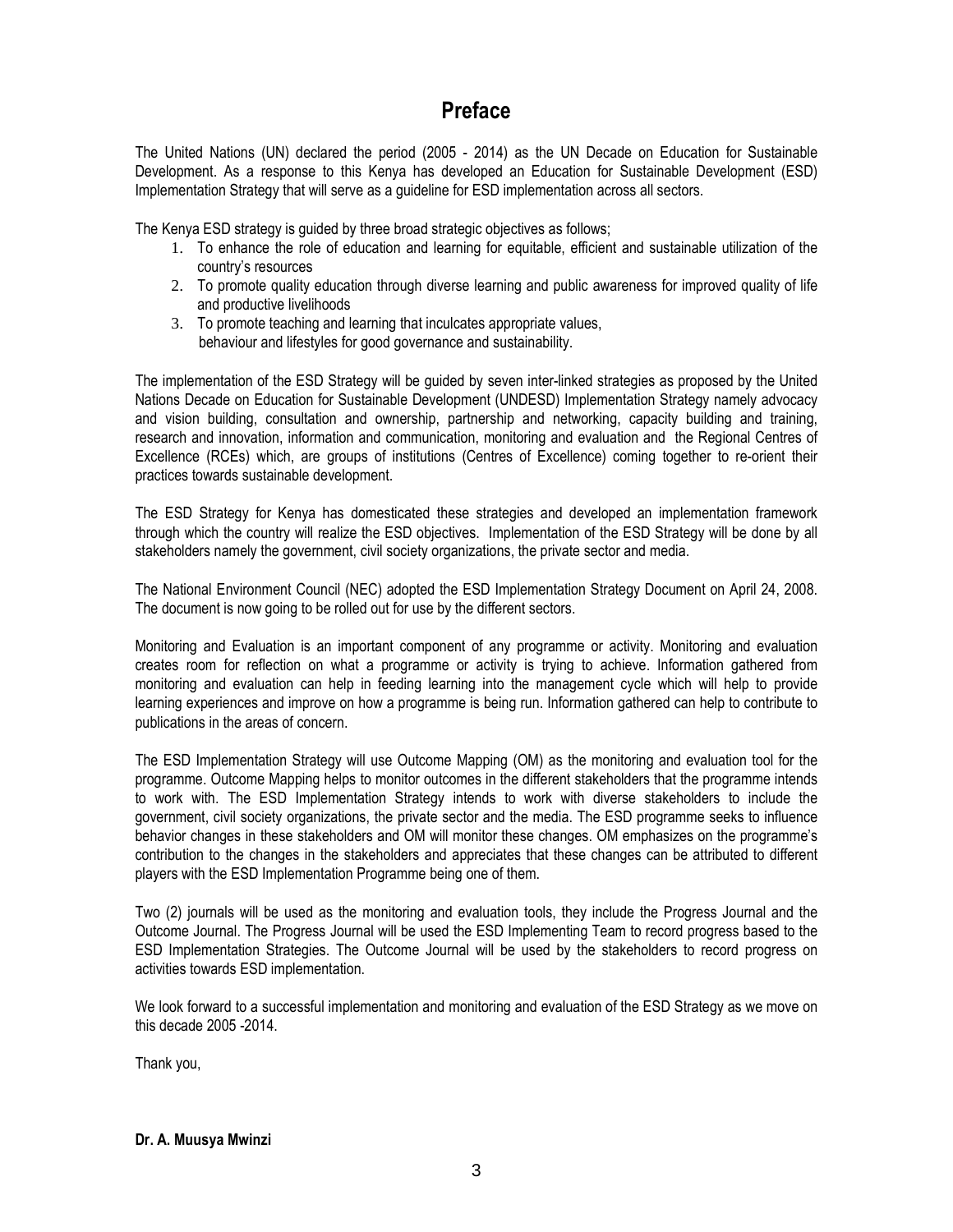# Preface

The United Nations (UN) declared the period (2005 - 2014) as the UN Decade on Education for Sustainable Development. As a response to this Kenya has developed an Education for Sustainable Development (ESD) Implementation Strategy that will serve as a guideline for ESD implementation across all sectors.

The Kenya ESD strategy is guided by three broad strategic objectives as follows;

1. To enhance the role of education and learning for equitable, efficient and sustainable utilization of the country's resources
2. To promote quality education through diverse learning and public awareness for improved quality of life and productive livelihoods
3. To promote teaching and learning that inculcates appropriate values, behaviour and lifestyles for good governance and sustainability.

The implementation of the ESD Strategy will be guided by seven inter-linked strategies as proposed by the United Nations Decade on Education for Sustainable Development (UNDESD) Implementation Strategy namely advocacy and vision building, consultation and ownership, partnership and networking, capacity building and training, research and innovation, information and communication, monitoring and evaluation and the Regional Centres of Excellence (RCEs) which, are groups of institutions (Centres of Excellence) coming together to re-orient their practices towards sustainable development.

The ESD Strategy for Kenya has domesticated these strategies and developed an implementation framework through which the country will realize the ESD objectives. Implementation of the ESD Strategy will be done by all stakeholders namely the government, civil society organizations, the private sector and media.

The National Environment Council (NEC) adopted the ESD Implementation Strategy Document on April 24, 2008. The document is now going to be rolled out for use by the different sectors.

Monitoring and Evaluation is an important component of any programme or activity. Monitoring and evaluation creates room for reflection on what a programme or activity is trying to achieve. Information gathered from monitoring and evaluation can help in feeding learning into the management cycle which will help to provide learning experiences and improve on how a programme is being run. Information gathered can help to contribute to publications in the areas of concern.

The ESD Implementation Strategy will use Outcome Mapping (OM) as the monitoring and evaluation tool for the programme. Outcome Mapping helps to monitor outcomes in the different stakeholders that the programme intends to work with. The ESD Implementation Strategy intends to work with diverse stakeholders to include the government, civil society organizations, the private sector and the media. The ESD programme seeks to influence behavior changes in these stakeholders and OM will monitor these changes. OM emphasizes on the programme's contribution to the changes in the stakeholders and appreciates that these changes can be attributed to different players with the ESD Implementation Programme being one of them.

Two (2) journals will be used as the monitoring and evaluation tools, they include the Progress Journal and the Outcome Journal. The Progress Journal will be used the ESD Implementing Team to record progress based to the ESD Implementation Strategies. The Outcome Journal will be used by the stakeholders to record progress on activities towards ESD implementation.

We look forward to a successful implementation and monitoring and evaluation of the ESD Strategy as we move on this decade 2005 -2014.

Thank you,

**Dr. A. Muusya Mwinzi**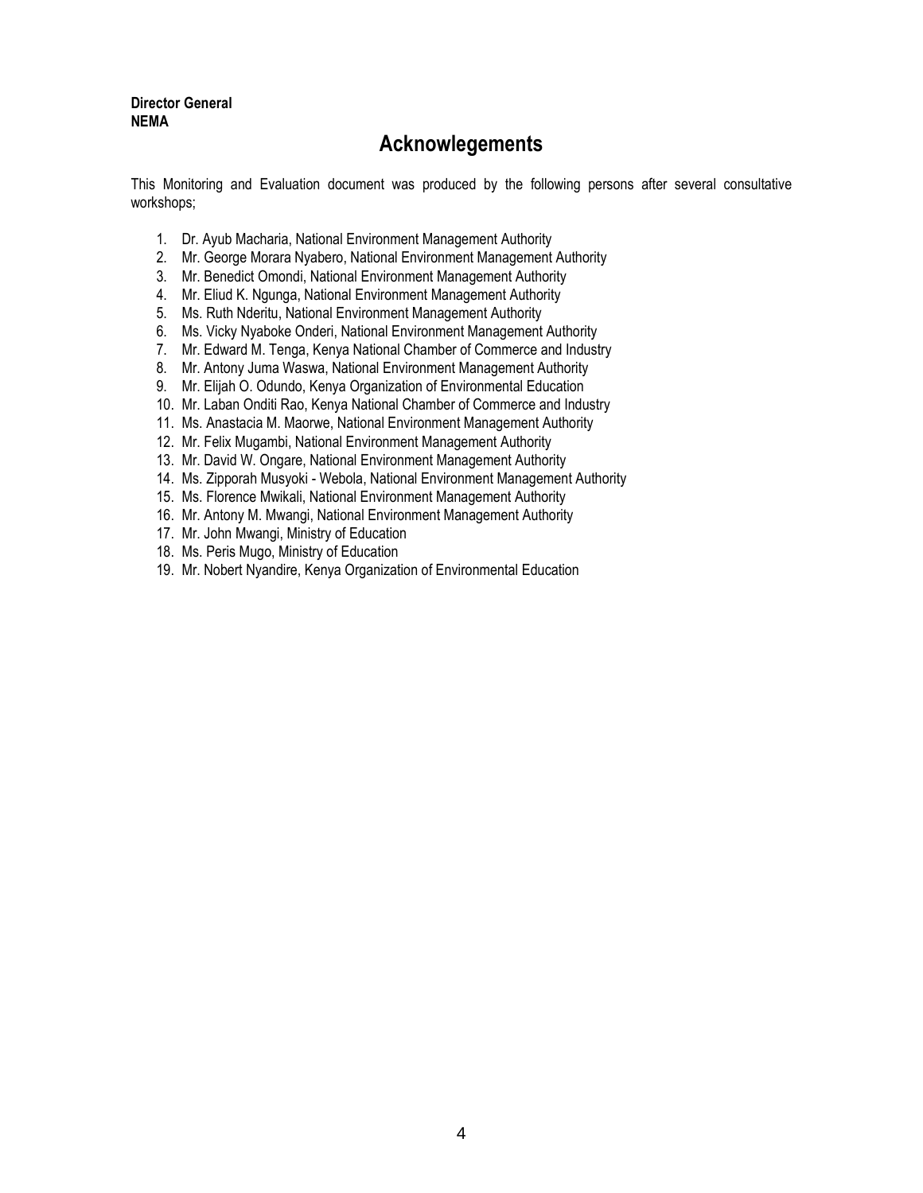**Director General**
**NEMA**

# Acknowlegements

This Monitoring and Evaluation document was produced by the following persons after several consultative workshops;

1. Dr. Ayub Macharia, National Environment Management Authority
2. Mr. George Morara Nyabero, National Environment Management Authority
3. Mr. Benedict Omondi, National Environment Management Authority
4. Mr. Eliud K. Ngunga, National Environment Management Authority
5. Ms. Ruth Nderitu, National Environment Management Authority
6. Ms. Vicky Nyaboke Onderi, National Environment Management Authority
7. Mr. Edward M. Tenga, Kenya National Chamber of Commerce and Industry
8. Mr. Antony Juma Waswa, National Environment Management Authority
9. Mr. Elijah O. Odundo, Kenya Organization of Environmental Education
10. Mr. Laban Onditi Rao, Kenya National Chamber of Commerce and Industry
11. Ms. Anastacia M. Maorwe, National Environment Management Authority
12. Mr. Felix Mugambi, National Environment Management Authority
13. Mr. David W. Ongare, National Environment Management Authority
14. Ms. Zipporah Musyoki - Webola, National Environment Management Authority
15. Ms. Florence Mwikali, National Environment Management Authority
16. Mr. Antony M. Mwangi, National Environment Management Authority
17. Mr. John Mwangi, Ministry of Education
18. Ms. Peris Mugo, Ministry of Education
19. Mr. Nobert Nyandire, Kenya Organization of Environmental Education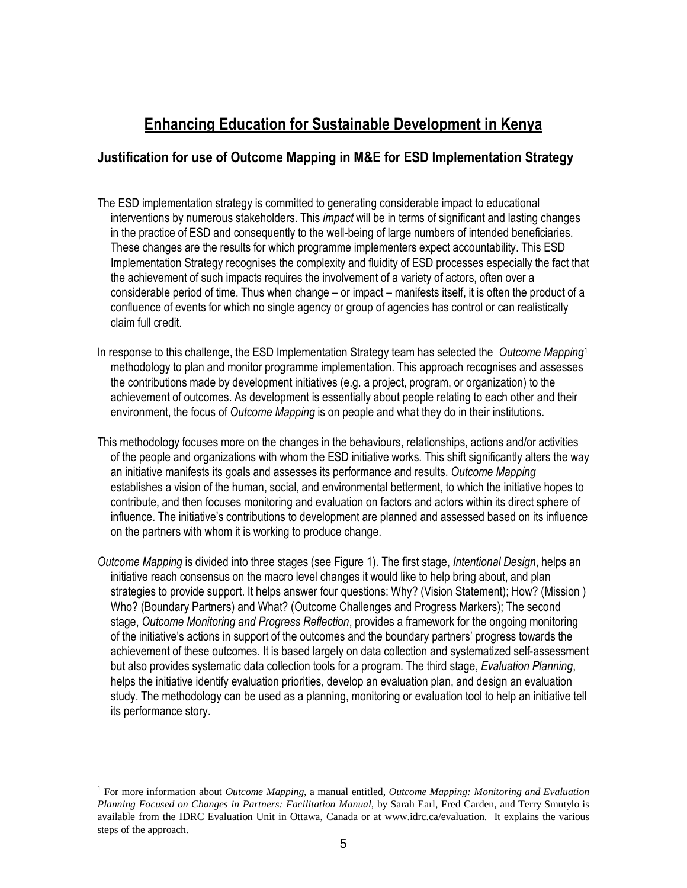# Enhancing Education for Sustainable Development in Kenya

## Justification for use of Outcome Mapping in M&E for ESD Implementation Strategy

The ESD implementation strategy is committed to generating considerable impact to educational interventions by numerous stakeholders. This *impact* will be in terms of significant and lasting changes in the practice of ESD and consequently to the well-being of large numbers of intended beneficiaries. These changes are the results for which programme implementers expect accountability. This ESD Implementation Strategy recognises the complexity and fluidity of ESD processes especially the fact that the achievement of such impacts requires the involvement of a variety of actors, often over a considerable period of time. Thus when change – or impact – manifests itself, it is often the product of a confluence of events for which no single agency or group of agencies has control or can realistically claim full credit.

In response to this challenge, the ESD Implementation Strategy team has selected the *Outcome Mapping*[1] methodology to plan and monitor programme implementation. This approach recognises and assesses the contributions made by development initiatives (e.g. a project, program, or organization) to the achievement of outcomes. As development is essentially about people relating to each other and their environment, the focus of *Outcome Mapping* is on people and what they do in their institutions.

This methodology focuses more on the changes in the behaviours, relationships, actions and/or activities of the people and organizations with whom the ESD initiative works. This shift significantly alters the way an initiative manifests its goals and assesses its performance and results. *Outcome Mapping* establishes a vision of the human, social, and environmental betterment, to which the initiative hopes to contribute, and then focuses monitoring and evaluation on factors and actors within its direct sphere of influence. The initiative's contributions to development are planned and assessed based on its influence on the partners with whom it is working to produce change.

*Outcome Mapping* is divided into three stages (see Figure 1). The first stage, *Intentional Design*, helps an initiative reach consensus on the macro level changes it would like to help bring about, and plan strategies to provide support. It helps answer four questions: Why? (Vision Statement); How? (Mission ) Who? (Boundary Partners) and What? (Outcome Challenges and Progress Markers); The second stage, *Outcome Monitoring and Progress Reflection*, provides a framework for the ongoing monitoring of the initiative's actions in support of the outcomes and the boundary partners' progress towards the achievement of these outcomes. It is based largely on data collection and systematized self-assessment but also provides systematic data collection tools for a program. The third stage, *Evaluation Planning*, helps the initiative identify evaluation priorities, develop an evaluation plan, and design an evaluation study. The methodology can be used as a planning, monitoring or evaluation tool to help an initiative tell its performance story.

---

[1] For more information about *Outcome Mapping*, a manual entitled, *Outcome Mapping: Monitoring and Evaluation Planning Focused on Changes in Partners: Facilitation Manual,* by Sarah Earl, Fred Carden, and Terry Smutylo is available from the IDRC Evaluation Unit in Ottawa, Canada or at www.idrc.ca/evaluation. It explains the various steps of the approach.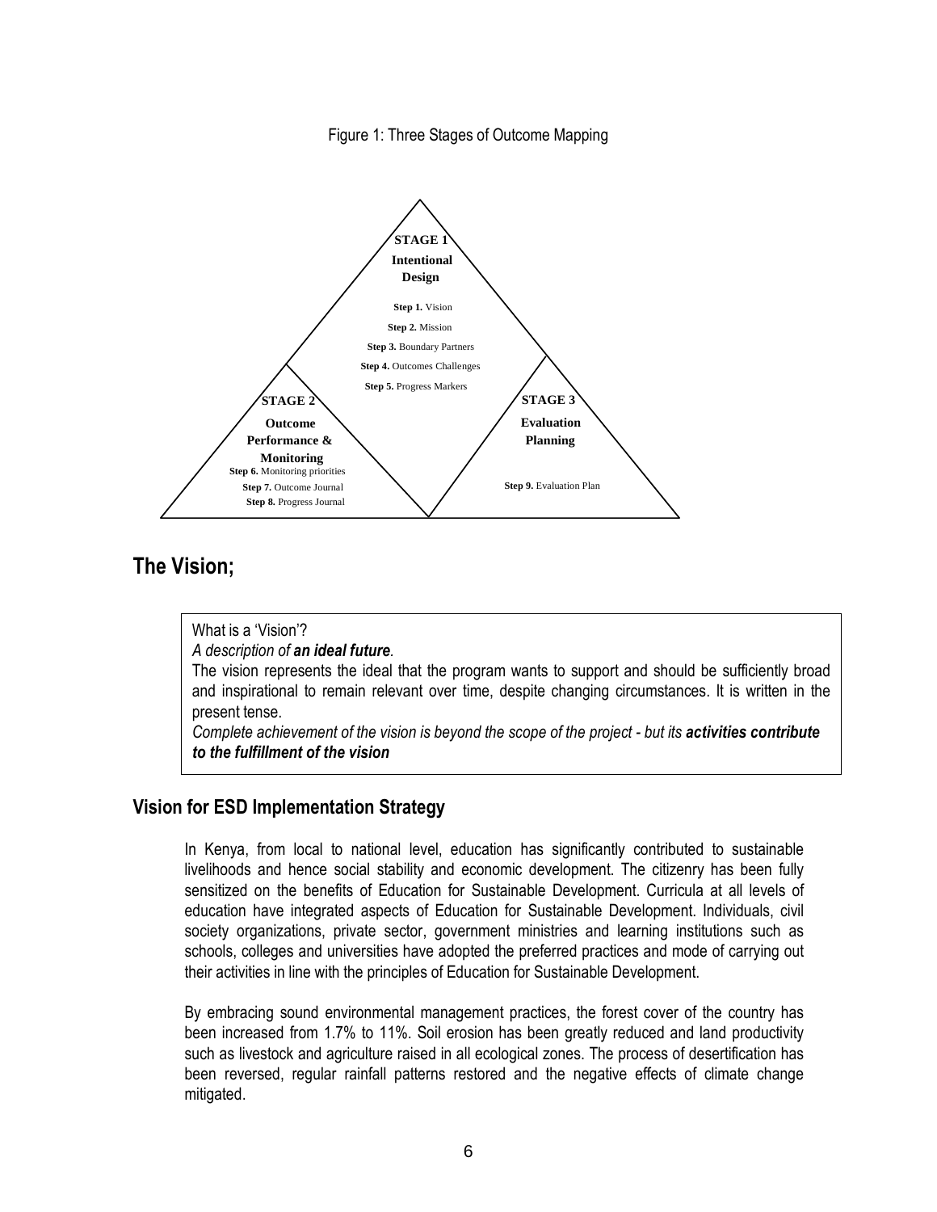Figure 1: Three Stages of Outcome Mapping

**STAGE 1**
**Intentional Design**

**Step 1.** Vision
**Step 2.** Mission
**Step 3.** Boundary Partners
**Step 4.** Outcomes Challenges
**Step 5.** Progress Markers

**STAGE 2**
**Outcome Performance & Monitoring**

**Step 6.** Monitoring priorities
**Step 7.** Outcome Journal
**Step 8.** Progress Journal

**STAGE 3**
**Evaluation Planning**

**Step 9.** Evaluation Plan

# The Vision;

> What is a 'Vision'?
> *A description of **an ideal future**.*
> The vision represents the ideal that the program wants to support and should be sufficiently broad and inspirational to remain relevant over time, despite changing circumstances. It is written in the present tense.
> *Complete achievement of the vision is beyond the scope of the project - but its **activities contribute to the fulfillment of the vision***

## Vision for ESD Implementation Strategy

In Kenya, from local to national level, education has significantly contributed to sustainable livelihoods and hence social stability and economic development. The citizenry has been fully sensitized on the benefits of Education for Sustainable Development. Curricula at all levels of education have integrated aspects of Education for Sustainable Development. Individuals, civil society organizations, private sector, government ministries and learning institutions such as schools, colleges and universities have adopted the preferred practices and mode of carrying out their activities in line with the principles of Education for Sustainable Development.

By embracing sound environmental management practices, the forest cover of the country has been increased from 1.7% to 11%. Soil erosion has been greatly reduced and land productivity such as livestock and agriculture raised in all ecological zones. The process of desertification has been reversed, regular rainfall patterns restored and the negative effects of climate change mitigated.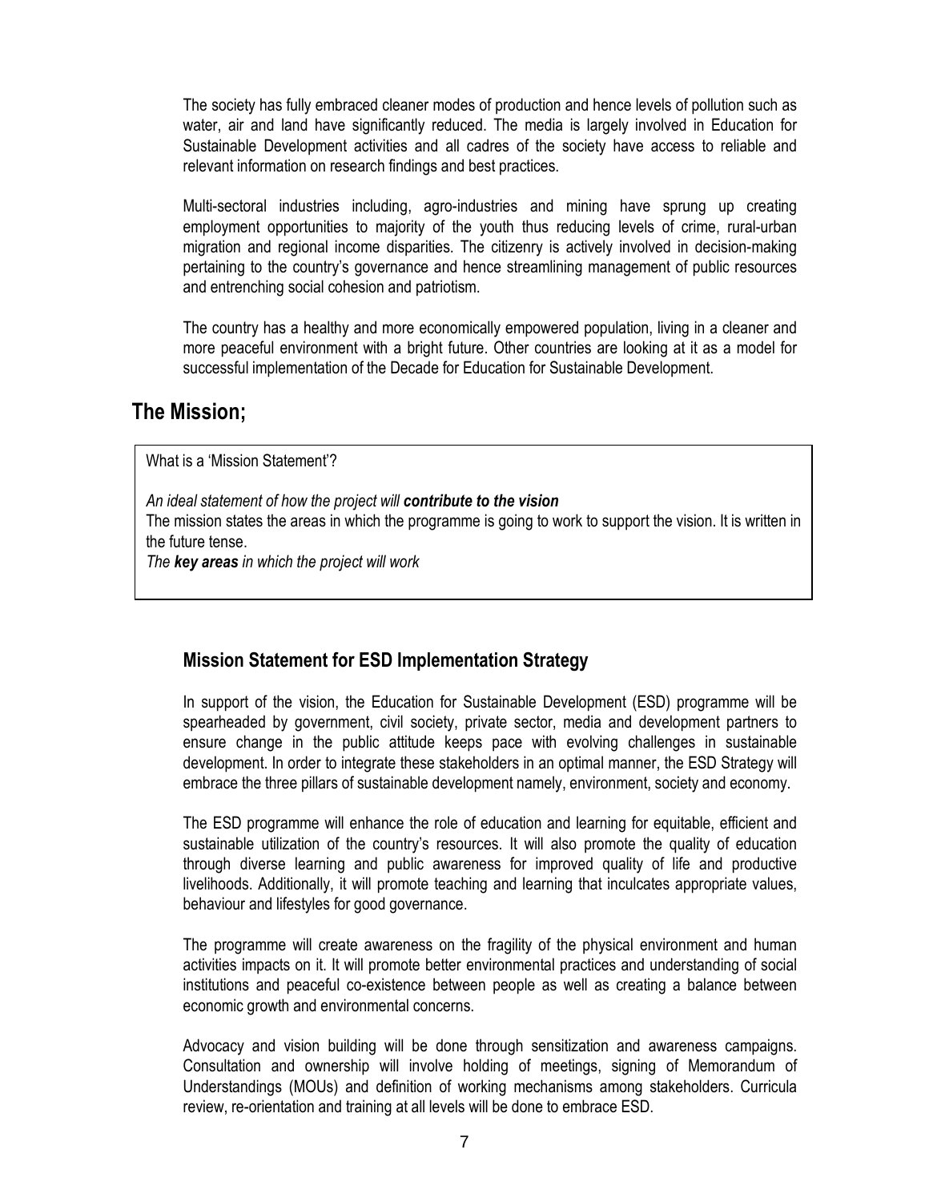The society has fully embraced cleaner modes of production and hence levels of pollution such as water, air and land have significantly reduced. The media is largely involved in Education for Sustainable Development activities and all cadres of the society have access to reliable and relevant information on research findings and best practices.

Multi-sectoral industries including, agro-industries and mining have sprung up creating employment opportunities to majority of the youth thus reducing levels of crime, rural-urban migration and regional income disparities. The citizenry is actively involved in decision-making pertaining to the country's governance and hence streamlining management of public resources and entrenching social cohesion and patriotism.

The country has a healthy and more economically empowered population, living in a cleaner and more peaceful environment with a bright future. Other countries are looking at it as a model for successful implementation of the Decade for Education for Sustainable Development.

## The Mission;

What is a 'Mission Statement'?

*An ideal statement of how the project will **contribute to the vision***

The mission states the areas in which the programme is going to work to support the vision. It is written in the future tense.

*The **key areas** in which the project will work*

### Mission Statement for ESD Implementation Strategy

In support of the vision, the Education for Sustainable Development (ESD) programme will be spearheaded by government, civil society, private sector, media and development partners to ensure change in the public attitude keeps pace with evolving challenges in sustainable development. In order to integrate these stakeholders in an optimal manner, the ESD Strategy will embrace the three pillars of sustainable development namely, environment, society and economy.

The ESD programme will enhance the role of education and learning for equitable, efficient and sustainable utilization of the country's resources. It will also promote the quality of education through diverse learning and public awareness for improved quality of life and productive livelihoods. Additionally, it will promote teaching and learning that inculcates appropriate values, behaviour and lifestyles for good governance.

The programme will create awareness on the fragility of the physical environment and human activities impacts on it. It will promote better environmental practices and understanding of social institutions and peaceful co-existence between people as well as creating a balance between economic growth and environmental concerns.

Advocacy and vision building will be done through sensitization and awareness campaigns. Consultation and ownership will involve holding of meetings, signing of Memorandum of Understandings (MOUs) and definition of working mechanisms among stakeholders. Curricula review, re-orientation and training at all levels will be done to embrace ESD.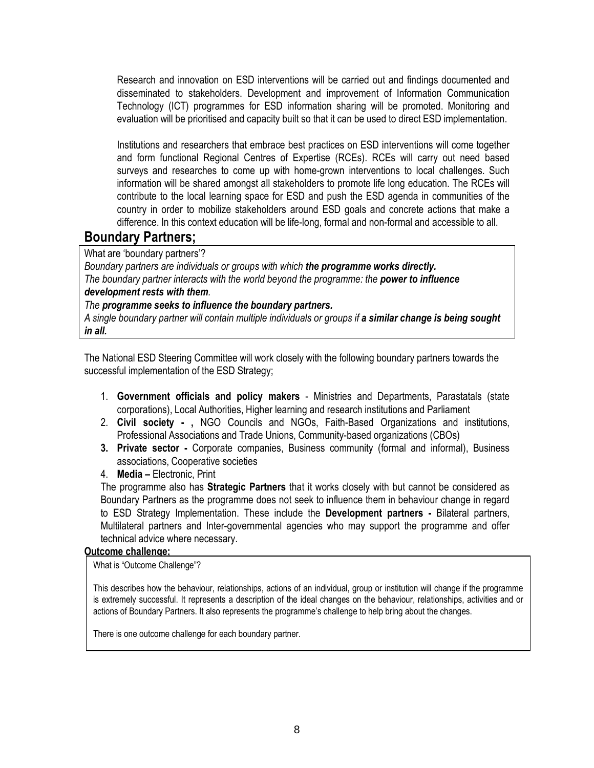Research and innovation on ESD interventions will be carried out and findings documented and disseminated to stakeholders. Development and improvement of Information Communication Technology (ICT) programmes for ESD information sharing will be promoted. Monitoring and evaluation will be prioritised and capacity built so that it can be used to direct ESD implementation.

Institutions and researchers that embrace best practices on ESD interventions will come together and form functional Regional Centres of Expertise (RCEs). RCEs will carry out need based surveys and researches to come up with home-grown interventions to local challenges. Such information will be shared amongst all stakeholders to promote life long education. The RCEs will contribute to the local learning space for ESD and push the ESD agenda in communities of the country in order to mobilize stakeholders around ESD goals and concrete actions that make a difference. In this context education will be life-long, formal and non-formal and accessible to all.

## Boundary Partners;

What are 'boundary partners'?

*Boundary partners are individuals or groups with which **the programme works directly.***

*The boundary partner interacts with the world beyond the programme: the **power to influence development rests with them**.*

*The **programme seeks to influence the boundary partners.***

*A single boundary partner will contain multiple individuals or groups if **a similar change is being sought in all.***

The National ESD Steering Committee will work closely with the following boundary partners towards the successful implementation of the ESD Strategy;

1. **Government officials and policy makers** - Ministries and Departments, Parastatals (state corporations), Local Authorities, Higher learning and research institutions and Parliament
2. **Civil society - ,** NGO Councils and NGOs, Faith-Based Organizations and institutions, Professional Associations and Trade Unions, Community-based organizations (CBOs)
3. **Private sector -** Corporate companies, Business community (formal and informal), Business associations, Cooperative societies
4. **Media –** Electronic, Print

The programme also has **Strategic Partners** that it works closely with but cannot be considered as Boundary Partners as the programme does not seek to influence them in behaviour change in regard to ESD Strategy Implementation. These include the **Development partners -** Bilateral partners, Multilateral partners and Inter-governmental agencies who may support the programme and offer technical advice where necessary.

**Outcome challenge;**

What is "Outcome Challenge"?

This describes how the behaviour, relationships, actions of an individual, group or institution will change if the programme is extremely successful. It represents a description of the ideal changes on the behaviour, relationships, activities and or actions of Boundary Partners. It also represents the programme's challenge to help bring about the changes.

There is one outcome challenge for each boundary partner.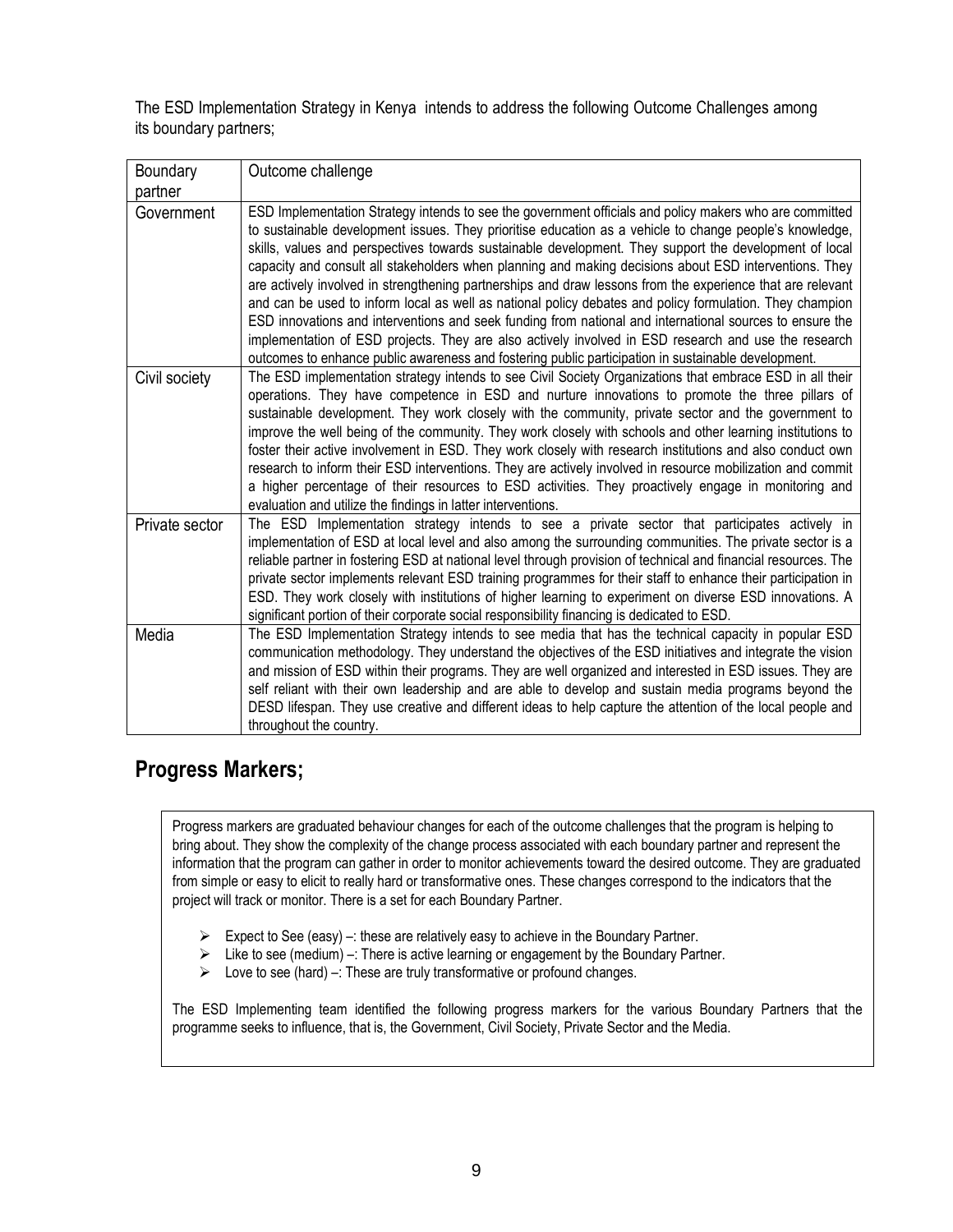The ESD Implementation Strategy in Kenya intends to address the following Outcome Challenges among its boundary partners;

| Boundary partner | Outcome challenge |
|---|---|
| Government | ESD Implementation Strategy intends to see the government officials and policy makers who are committed to sustainable development issues. They prioritise education as a vehicle to change people's knowledge, skills, values and perspectives towards sustainable development. They support the development of local capacity and consult all stakeholders when planning and making decisions about ESD interventions. They are actively involved in strengthening partnerships and draw lessons from the experience that are relevant and can be used to inform local as well as national policy debates and policy formulation. They champion ESD innovations and interventions and seek funding from national and international sources to ensure the implementation of ESD projects. They are also actively involved in ESD research and use the research outcomes to enhance public awareness and fostering public participation in sustainable development. |
| Civil society | The ESD implementation strategy intends to see Civil Society Organizations that embrace ESD in all their operations. They have competence in ESD and nurture innovations to promote the three pillars of sustainable development. They work closely with the community, private sector and the government to improve the well being of the community. They work closely with schools and other learning institutions to foster their active involvement in ESD. They work closely with research institutions and also conduct own research to inform their ESD interventions. They are actively involved in resource mobilization and commit a higher percentage of their resources to ESD activities. They proactively engage in monitoring and evaluation and utilize the findings in latter interventions. |
| Private sector | The ESD Implementation strategy intends to see a private sector that participates actively in implementation of ESD at local level and also among the surrounding communities. The private sector is a reliable partner in fostering ESD at national level through provision of technical and financial resources. The private sector implements relevant ESD training programmes for their staff to enhance their participation in ESD. They work closely with institutions of higher learning to experiment on diverse ESD innovations. A significant portion of their corporate social responsibility financing is dedicated to ESD. |
| Media | The ESD Implementation Strategy intends to see media that has the technical capacity in popular ESD communication methodology. They understand the objectives of the ESD initiatives and integrate the vision and mission of ESD within their programs. They are well organized and interested in ESD issues. They are self reliant with their own leadership and are able to develop and sustain media programs beyond the DESD lifespan. They use creative and different ideas to help capture the attention of the local people and throughout the country. |

## Progress Markers;

Progress markers are graduated behaviour changes for each of the outcome challenges that the program is helping to bring about. They show the complexity of the change process associated with each boundary partner and represent the information that the program can gather in order to monitor achievements toward the desired outcome. They are graduated from simple or easy to elicit to really hard or transformative ones. These changes correspond to the indicators that the project will track or monitor. There is a set for each Boundary Partner.

- Expect to See (easy) –: these are relatively easy to achieve in the Boundary Partner.
- Like to see (medium) –: There is active learning or engagement by the Boundary Partner.
- Love to see (hard) –: These are truly transformative or profound changes.

The ESD Implementing team identified the following progress markers for the various Boundary Partners that the programme seeks to influence, that is, the Government, Civil Society, Private Sector and the Media.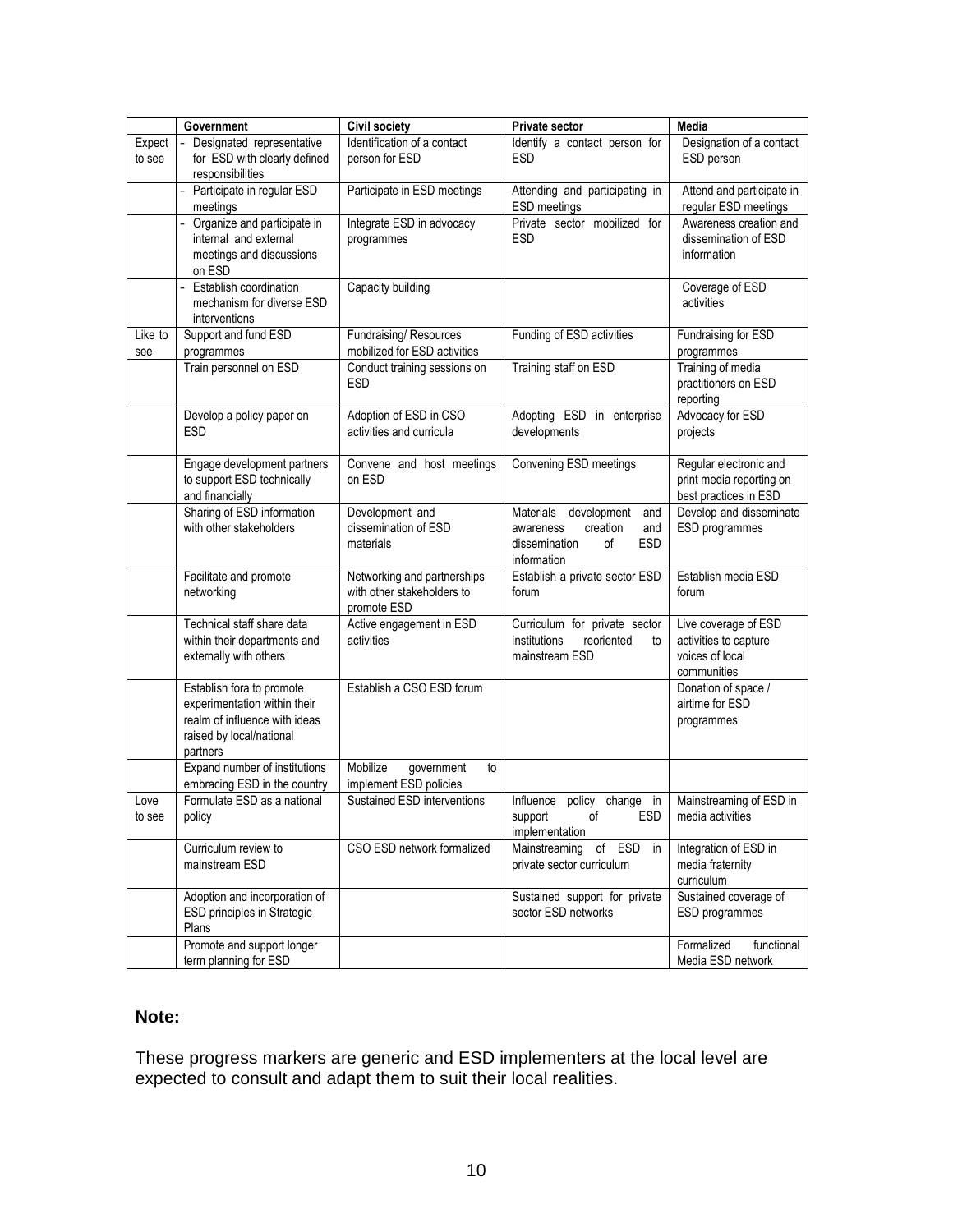| | Government | Civil society | Private sector | Media |
|---|---|---|---|---|
| Expect to see | - Designated representative for ESD with clearly defined responsibilities | Identification of a contact person for ESD | Identify a contact person for ESD | Designation of a contact ESD person |
| | - Participate in regular ESD meetings | Participate in ESD meetings | Attending and participating in ESD meetings | Attend and participate in regular ESD meetings |
| | - Organize and participate in internal and external meetings and discussions on ESD | Integrate ESD in advocacy programmes | Private sector mobilized for ESD | Awareness creation and dissemination of ESD information |
| | - Establish coordination mechanism for diverse ESD interventions | Capacity building | | Coverage of ESD activities |
| Like to see | Support and fund ESD programmes | Fundraising/ Resources mobilized for ESD activities | Funding of ESD activities | Fundraising for ESD programmes |
| | Train personnel on ESD | Conduct training sessions on ESD | Training staff on ESD | Training of media practitioners on ESD reporting |
| | Develop a policy paper on ESD | Adoption of ESD in CSO activities and curricula | Adopting ESD in enterprise developments | Advocacy for ESD projects |
| | Engage development partners to support ESD technically and financially | Convene and host meetings on ESD | Convening ESD meetings | Regular electronic and print media reporting on best practices in ESD |
| | Sharing of ESD information with other stakeholders | Development and dissemination of ESD materials | Materials development and awareness creation and dissemination of ESD information | Develop and disseminate ESD programmes |
| | Facilitate and promote networking | Networking and partnerships with other stakeholders to promote ESD | Establish a private sector ESD forum | Establish media ESD forum |
| | Technical staff share data within their departments and externally with others | Active engagement in ESD activities | Curriculum for private sector institutions reoriented to mainstream ESD | Live coverage of ESD activities to capture voices of local communities |
| | Establish fora to promote experimentation within their realm of influence with ideas raised by local/national partners | Establish a CSO ESD forum | | Donation of space / airtime for ESD programmes |
| | Expand number of institutions embracing ESD in the country | Mobilize government to implement ESD policies | | |
| Love to see | Formulate ESD as a national policy | Sustained ESD interventions | Influence policy change in support of ESD implementation | Mainstreaming of ESD in media activities |
| | Curriculum review to mainstream ESD | CSO ESD network formalized | Mainstreaming of ESD in private sector curriculum | Integration of ESD in media fraternity curriculum |
| | Adoption and incorporation of ESD principles in Strategic Plans | | Sustained support for private sector ESD networks | Sustained coverage of ESD programmes |
| | Promote and support longer term planning for ESD | | | Formalized functional Media ESD network |

**Note:**

These progress markers are generic and ESD implementers at the local level are expected to consult and adapt them to suit their local realities.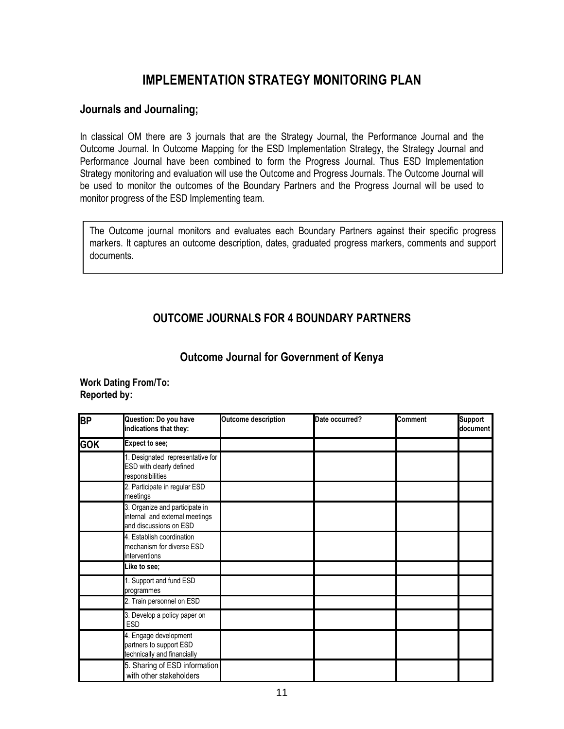# IMPLEMENTATION STRATEGY MONITORING PLAN

## Journals and Journaling;

In classical OM there are 3 journals that are the Strategy Journal, the Performance Journal and the Outcome Journal. In Outcome Mapping for the ESD Implementation Strategy, the Strategy Journal and Performance Journal have been combined to form the Progress Journal. Thus ESD Implementation Strategy monitoring and evaluation will use the Outcome and Progress Journals. The Outcome Journal will be used to monitor the outcomes of the Boundary Partners and the Progress Journal will be used to monitor progress of the ESD Implementing team.

The Outcome journal monitors and evaluates each Boundary Partners against their specific progress markers. It captures an outcome description, dates, graduated progress markers, comments and support documents.

## OUTCOME JOURNALS FOR 4 BOUNDARY PARTNERS

### Outcome Journal for Government of Kenya

**Work Dating From/To:**
**Reported by:**

| BP | Question: Do you have indications that they: | Outcome description | Date occurred? | Comment | Support document |
|---|---|---|---|---|---|
| GOK | **Expect to see;** | | | | |
| | 1. Designated representative for ESD with clearly defined responsibilities | | | | |
| | 2. Participate in regular ESD meetings | | | | |
| | 3. Organize and participate in internal and external meetings and discussions on ESD | | | | |
| | 4. Establish coordination mechanism for diverse ESD interventions | | | | |
| | **Like to see;** | | | | |
| | 1. Support and fund ESD programmes | | | | |
| | 2. Train personnel on ESD | | | | |
| | 3. Develop a policy paper on ESD | | | | |
| | 4. Engage development partners to support ESD technically and financially | | | | |
| | 5. Sharing of ESD information with other stakeholders | | | | |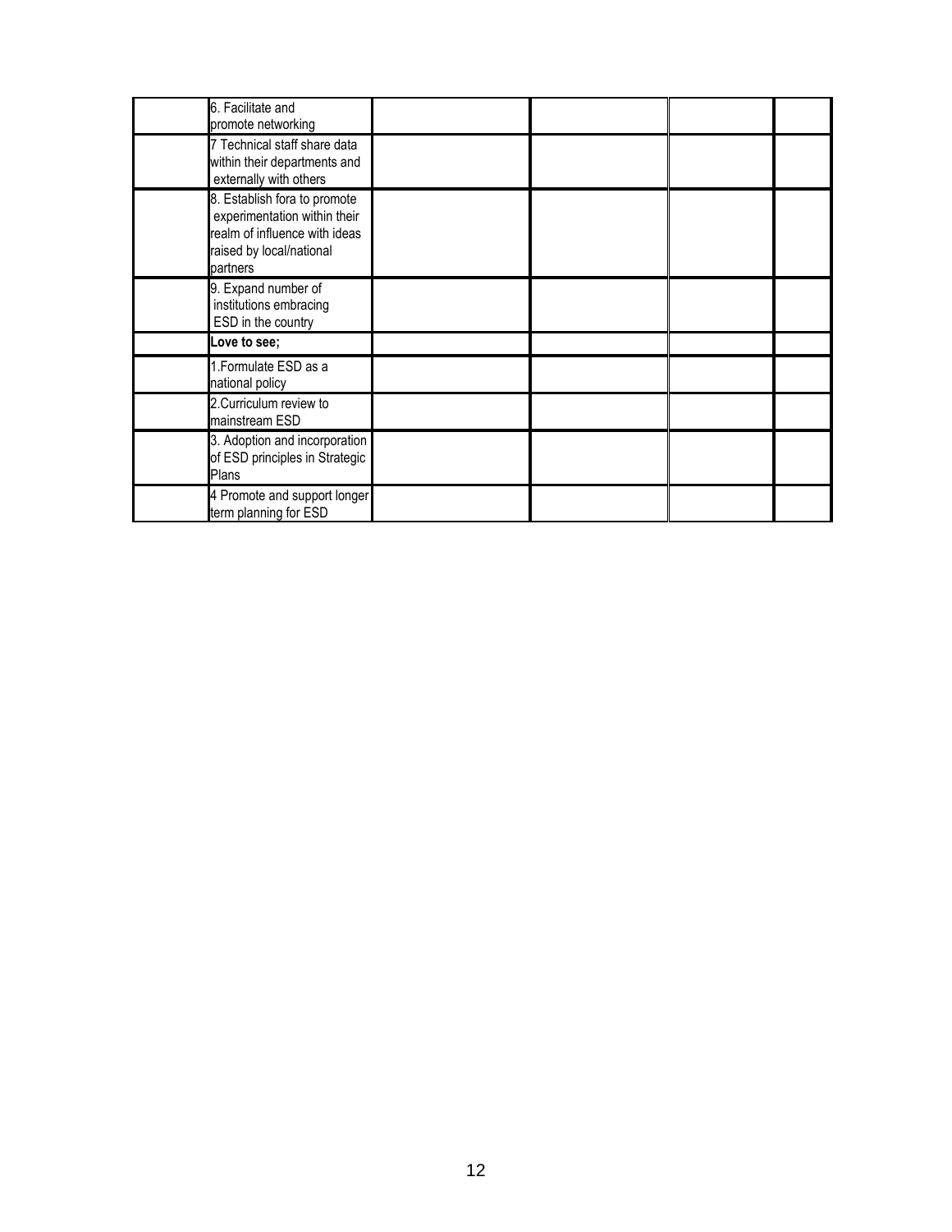|  |  |  |  |  |  |
|---|---|---|---|---|---|
|  | 6. Facilitate and promote networking |  |  |  |  |
|  | 7 Technical staff share data within their departments and externally with others |  |  |  |  |
|  | 8. Establish fora to promote experimentation within their realm of influence with ideas raised by local/national partners |  |  |  |  |
|  | 9. Expand number of institutions embracing ESD in the country |  |  |  |  |
|  | **Love to see;** |  |  |  |  |
|  | 1.Formulate ESD as a national policy |  |  |  |  |
|  | 2.Curriculum review to mainstream ESD |  |  |  |  |
|  | 3. Adoption and incorporation of ESD principles in Strategic Plans |  |  |  |  |
|  | 4 Promote and support longer term planning for ESD |  |  |  |  |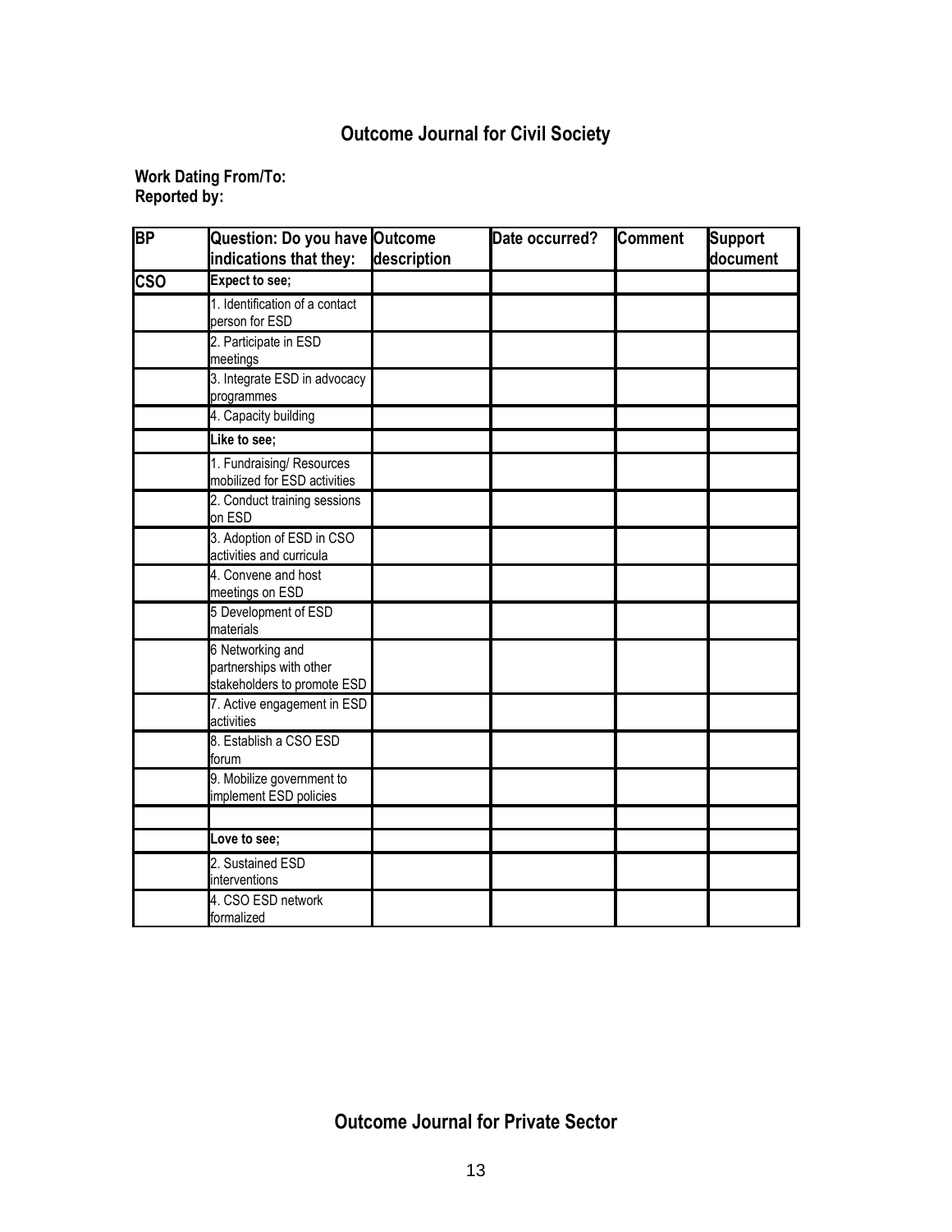## Outcome Journal for Civil Society

**Work Dating From/To:**
**Reported by:**

| BP | Question: Do you have indications that they: | Outcome description | Date occurred? | Comment | Support document |
|---|---|---|---|---|---|
| CSO | **Expect to see;** | | | | |
| | 1. Identification of a contact person for ESD | | | | |
| | 2. Participate in ESD meetings | | | | |
| | 3. Integrate ESD in advocacy programmes | | | | |
| | 4. Capacity building | | | | |
| | **Like to see;** | | | | |
| | 1. Fundraising/ Resources mobilized for ESD activities | | | | |
| | 2. Conduct training sessions on ESD | | | | |
| | 3. Adoption of ESD in CSO activities and curricula | | | | |
| | 4. Convene and host meetings on ESD | | | | |
| | 5 Development of ESD materials | | | | |
| | 6 Networking and partnerships with other stakeholders to promote ESD | | | | |
| | 7. Active engagement in ESD activities | | | | |
| | 8. Establish a CSO ESD forum | | | | |
| | 9. Mobilize government to implement ESD policies | | | | |
| | | | | | |
| | **Love to see;** | | | | |
| | 2. Sustained ESD interventions | | | | |
| | 4. CSO ESD network formalized | | | | |

## Outcome Journal for Private Sector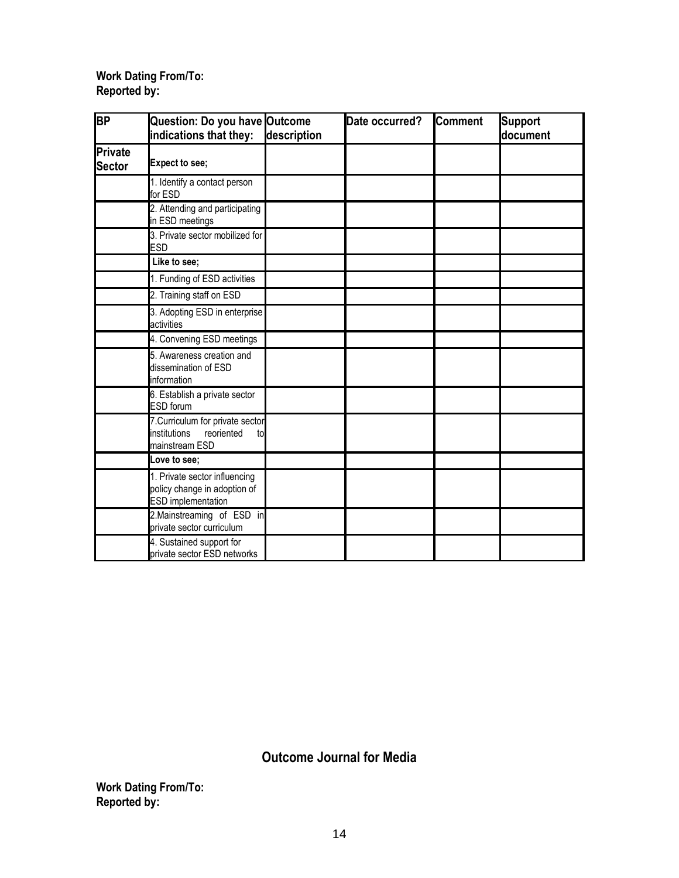**Work Dating From/To:**
**Reported by:**

| BP | Question: Do you have indications that they: | Outcome description | Date occurred? | Comment | Support document |
|---|---|---|---|---|---|
| **Private Sector** | **Expect to see;** | | | | |
| | 1. Identify a contact person for ESD | | | | |
| | 2. Attending and participating in ESD meetings | | | | |
| | 3. Private sector mobilized for ESD | | | | |
| | **Like to see;** | | | | |
| | 1. Funding of ESD activities | | | | |
| | 2. Training staff on ESD | | | | |
| | 3. Adopting ESD in enterprise activities | | | | |
| | 4. Convening ESD meetings | | | | |
| | 5. Awareness creation and dissemination of ESD information | | | | |
| | 6. Establish a private sector ESD forum | | | | |
| | 7.Curriculum for private sector institutions reoriented to mainstream ESD | | | | |
| | **Love to see;** | | | | |
| | 1. Private sector influencing policy change in adoption of ESD implementation | | | | |
| | 2.Mainstreaming of ESD in private sector curriculum | | | | |
| | 4. Sustained support for private sector ESD networks | | | | |

## Outcome Journal for Media

**Work Dating From/To:**
**Reported by:**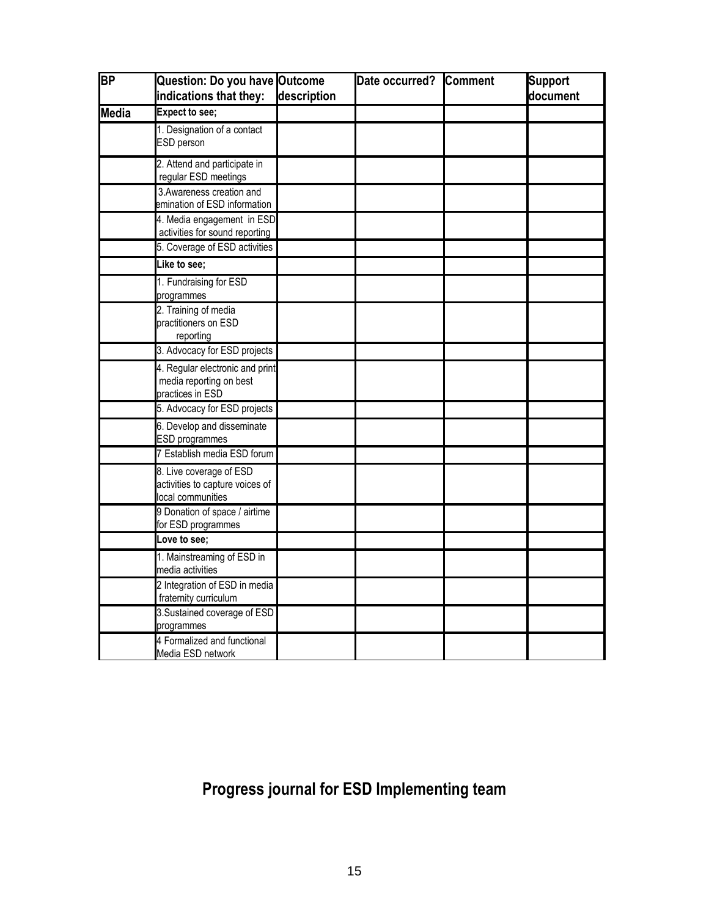| BP | Question: Do you have indications that they: | Outcome description | Date occurred? | Comment | Support document |
|---|---|---|---|---|---|
| Media | **Expect to see;** | | | | |
| | 1. Designation of a contact ESD person | | | | |
| | 2. Attend and participate in regular ESD meetings | | | | |
| | 3.Awareness creation and emination of ESD information | | | | |
| | 4. Media engagement in ESD activities for sound reporting | | | | |
| | 5. Coverage of ESD activities | | | | |
| | **Like to see;** | | | | |
| | 1. Fundraising for ESD programmes | | | | |
| | 2. Training of media practitioners on ESD reporting | | | | |
| | 3. Advocacy for ESD projects | | | | |
| | 4. Regular electronic and print media reporting on best practices in ESD | | | | |
| | 5. Advocacy for ESD projects | | | | |
| | 6. Develop and disseminate ESD programmes | | | | |
| | 7 Establish media ESD forum | | | | |
| | 8. Live coverage of ESD activities to capture voices of local communities | | | | |
| | 9 Donation of space / airtime for ESD programmes | | | | |
| | **Love to see;** | | | | |
| | 1. Mainstreaming of ESD in media activities | | | | |
| | 2 Integration of ESD in media fraternity curriculum | | | | |
| | 3.Sustained coverage of ESD programmes | | | | |
| | 4 Formalized and functional Media ESD network | | | | |

# Progress journal for ESD Implementing team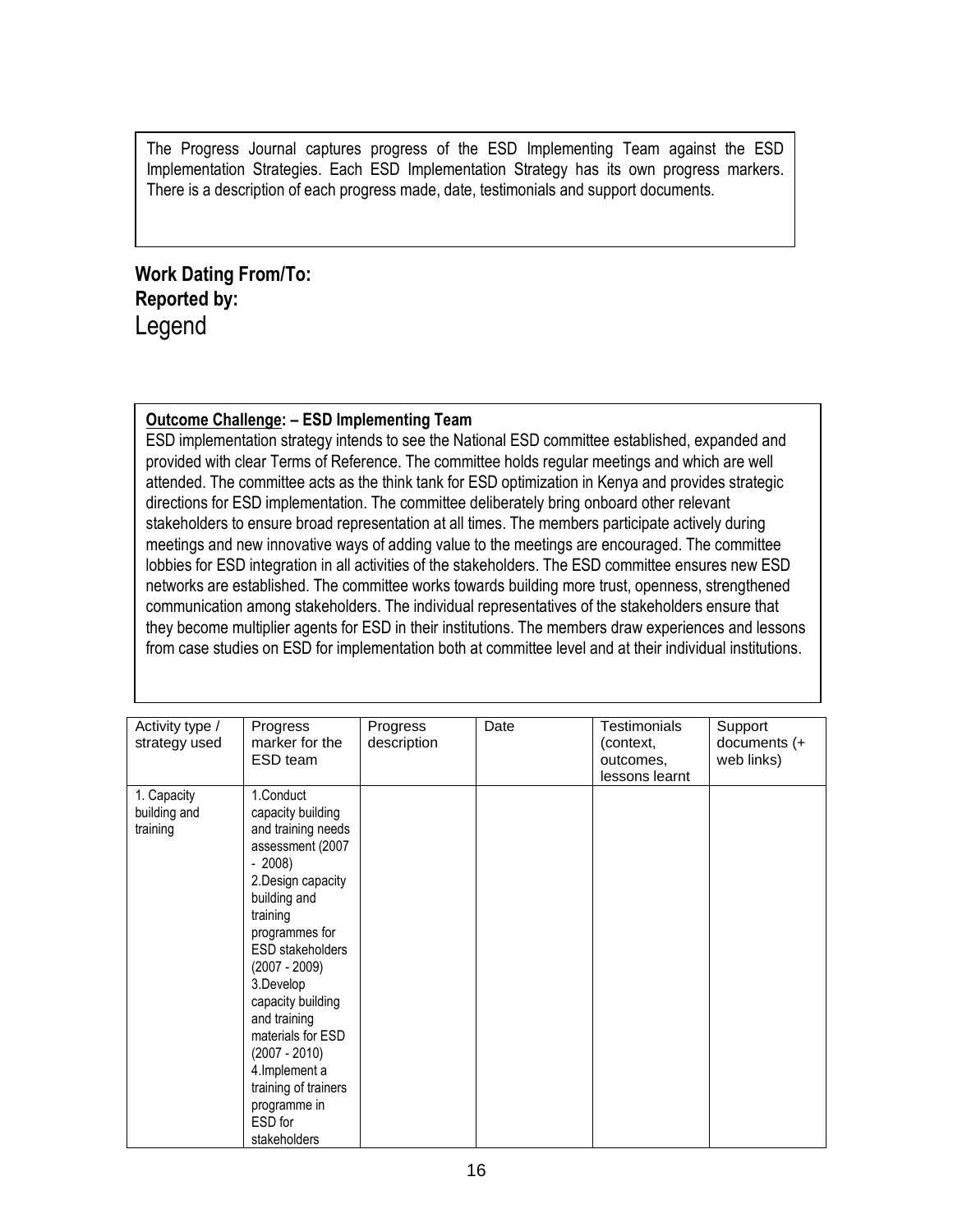The Progress Journal captures progress of the ESD Implementing Team against the ESD Implementation Strategies. Each ESD Implementation Strategy has its own progress markers. There is a description of each progress made, date, testimonials and support documents.

**Work Dating From/To:**
**Reported by:**
Legend

**<u>Outcome Challenge</u>: – ESD Implementing Team**
ESD implementation strategy intends to see the National ESD committee established, expanded and provided with clear Terms of Reference. The committee holds regular meetings and which are well attended. The committee acts as the think tank for ESD optimization in Kenya and provides strategic directions for ESD implementation. The committee deliberately bring onboard other relevant stakeholders to ensure broad representation at all times. The members participate actively during meetings and new innovative ways of adding value to the meetings are encouraged. The committee lobbies for ESD integration in all activities of the stakeholders. The ESD committee ensures new ESD networks are established. The committee works towards building more trust, openness, strengthened communication among stakeholders. The individual representatives of the stakeholders ensure that they become multiplier agents for ESD in their institutions. The members draw experiences and lessons from case studies on ESD for implementation both at committee level and at their individual institutions.

| Activity type / strategy used | Progress marker for the ESD team | Progress description | Date | Testimonials (context, outcomes, lessons learnt | Support documents (+ web links) |
|---|---|---|---|---|---|
| 1. Capacity building and training | 1.Conduct capacity building and training needs assessment (2007 - 2008)<br>2.Design capacity building and training programmes for ESD stakeholders (2007 - 2009)<br>3.Develop capacity building and training materials for ESD (2007 - 2010)<br>4.Implement a training of trainers programme in ESD for stakeholders | | | | |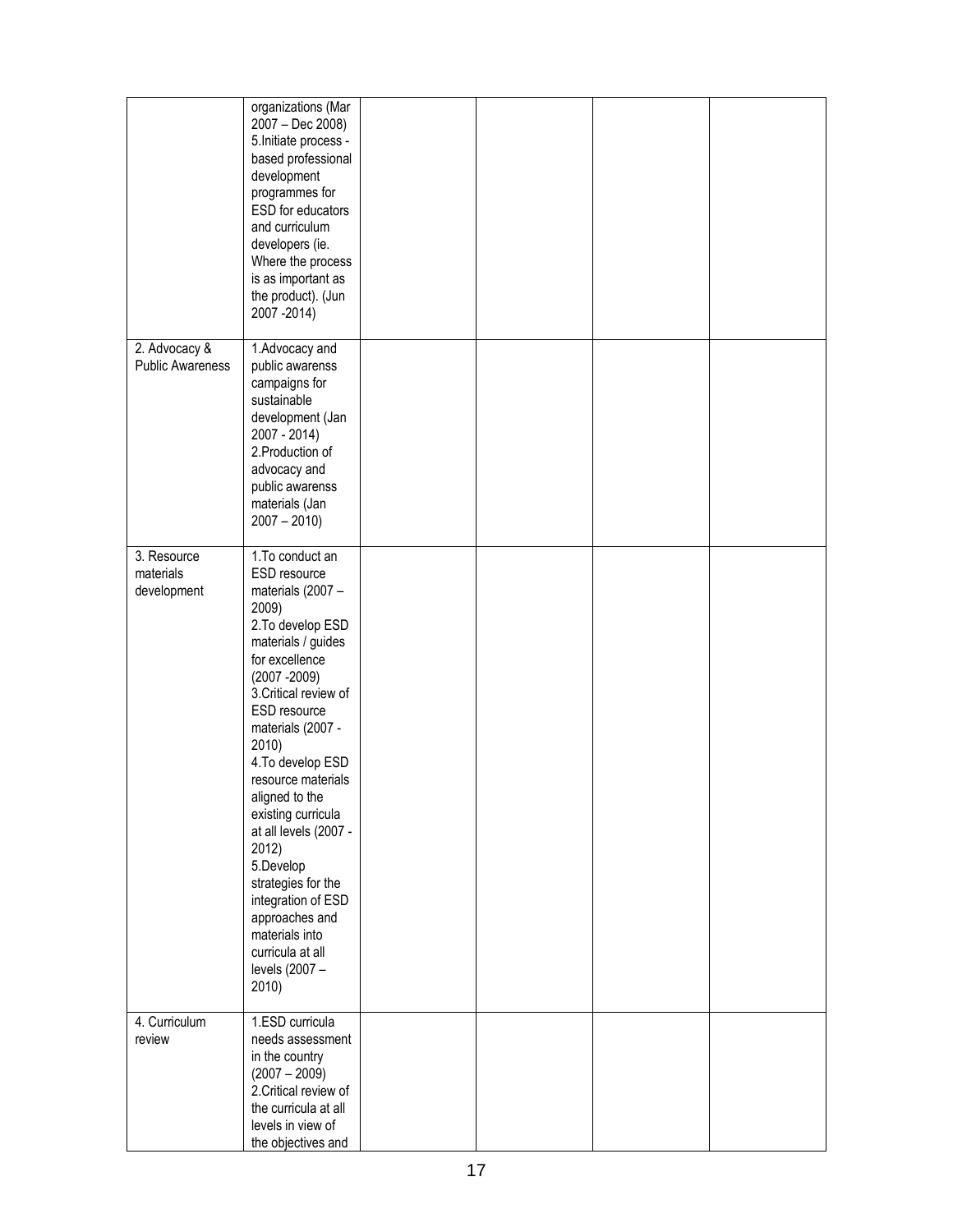| | | | | | |
|---|---|---|---|---|---|
| | organizations (Mar 2007 – Dec 2008) 5.Initiate process - based professional development programmes for ESD for educators and curriculum developers (ie. Where the process is as important as the product). (Jun 2007 -2014) | | | | |
| 2. Advocacy & Public Awareness | 1.Advocacy and public awarenss campaigns for sustainable development (Jan 2007 - 2014) 2.Production of advocacy and public awarenss materials (Jan 2007 – 2010) | | | | |
| 3. Resource materials development | 1.To conduct an ESD resource materials (2007 – 2009) 2.To develop ESD materials / guides for excellence (2007 -2009) 3.Critical review of ESD resource materials (2007 - 2010) 4.To develop ESD resource materials aligned to the existing curricula at all levels (2007 - 2012) 5.Develop strategies for the integration of ESD approaches and materials into curricula at all levels (2007 – 2010) | | | | |
| 4. Curriculum review | 1.ESD curricula needs assessment in the country (2007 – 2009) 2.Critical review of the curricula at all levels in view of the objectives and | | | | |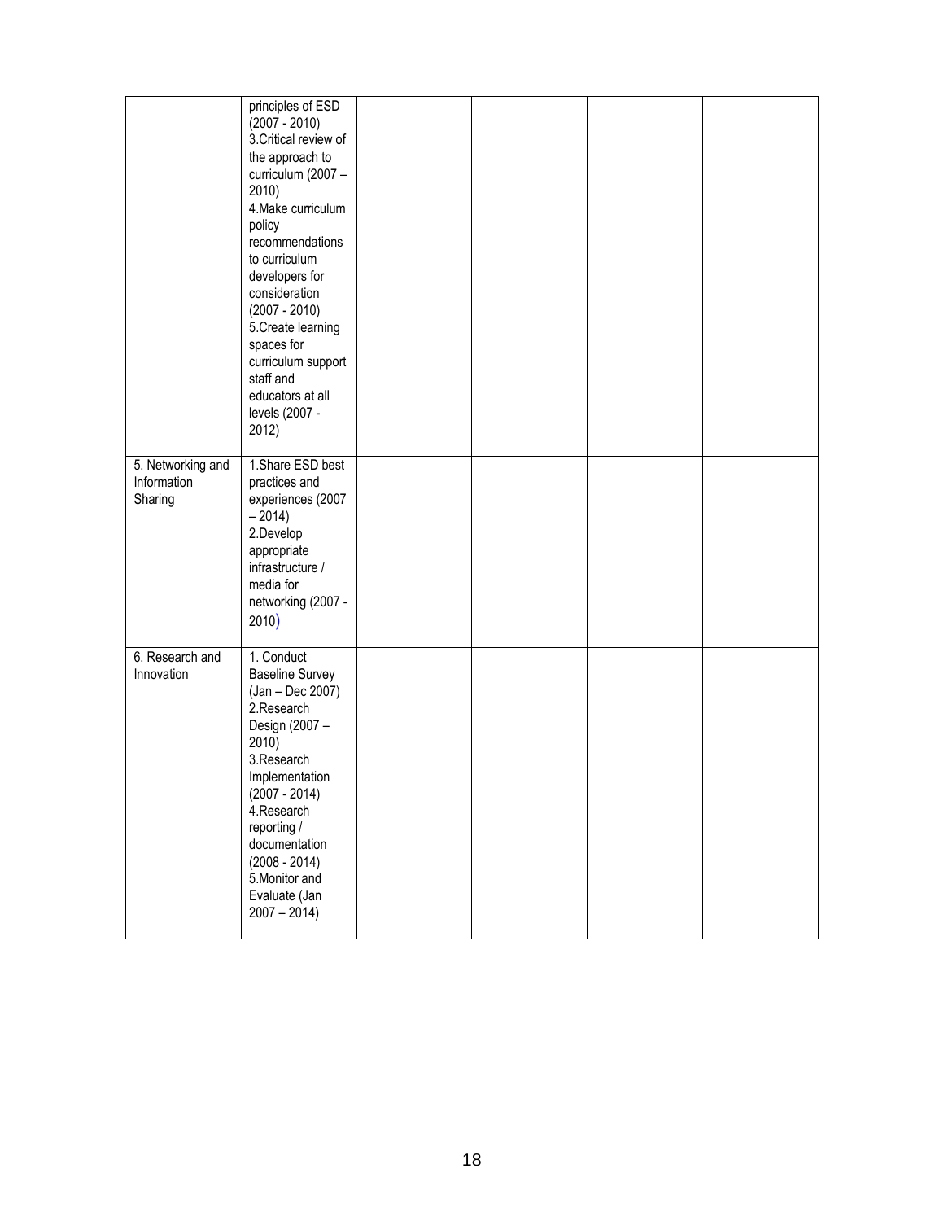| | | | | | |
|---|---|---|---|---|---|
| | principles of ESD (2007 - 2010)<br>3.Critical review of the approach to curriculum (2007 – 2010)<br>4.Make curriculum policy recommendations to curriculum developers for consideration (2007 - 2010)<br>5.Create learning spaces for curriculum support staff and educators at all levels (2007 - 2012) | | | | |
| 5. Networking and Information Sharing | 1.Share ESD best practices and experiences (2007 – 2014)<br>2.Develop appropriate infrastructure / media for networking (2007 - 2010) | | | | |
| 6. Research and Innovation | 1. Conduct Baseline Survey (Jan – Dec 2007)<br>2.Research Design (2007 – 2010)<br>3.Research Implementation (2007 - 2014)<br>4.Research reporting / documentation (2008 - 2014)<br>5.Monitor and Evaluate (Jan 2007 – 2014) | | | | |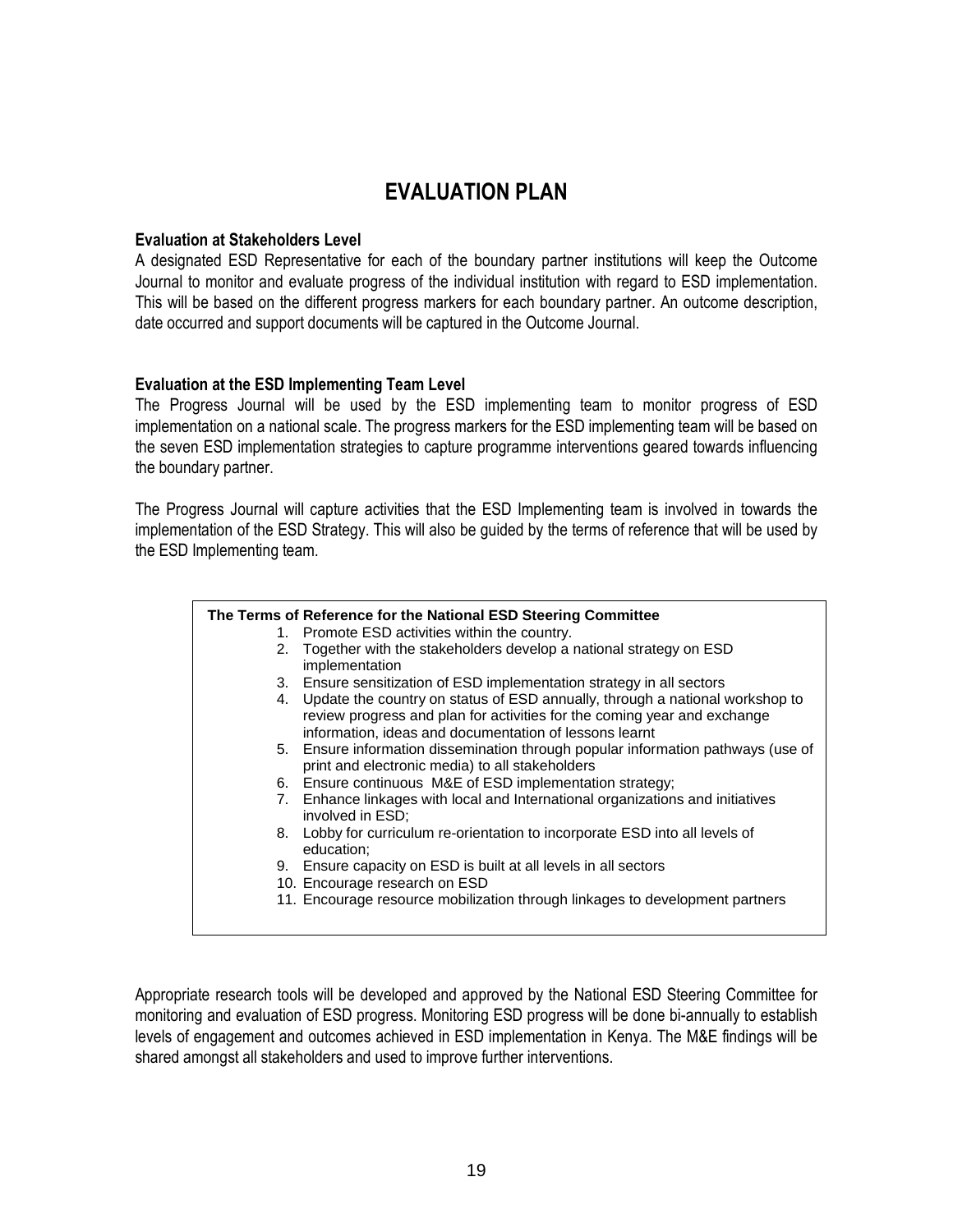# EVALUATION PLAN

**Evaluation at Stakeholders Level**

A designated ESD Representative for each of the boundary partner institutions will keep the Outcome Journal to monitor and evaluate progress of the individual institution with regard to ESD implementation. This will be based on the different progress markers for each boundary partner. An outcome description, date occurred and support documents will be captured in the Outcome Journal.

**Evaluation at the ESD Implementing Team Level**

The Progress Journal will be used by the ESD implementing team to monitor progress of ESD implementation on a national scale. The progress markers for the ESD implementing team will be based on the seven ESD implementation strategies to capture programme interventions geared towards influencing the boundary partner.

The Progress Journal will capture activities that the ESD Implementing team is involved in towards the implementation of the ESD Strategy. This will also be guided by the terms of reference that will be used by the ESD Implementing team.

**The Terms of Reference for the National ESD Steering Committee**

1. Promote ESD activities within the country.
2. Together with the stakeholders develop a national strategy on ESD implementation
3. Ensure sensitization of ESD implementation strategy in all sectors
4. Update the country on status of ESD annually, through a national workshop to review progress and plan for activities for the coming year and exchange information, ideas and documentation of lessons learnt
5. Ensure information dissemination through popular information pathways (use of print and electronic media) to all stakeholders
6. Ensure continuous M&E of ESD implementation strategy;
7. Enhance linkages with local and International organizations and initiatives involved in ESD;
8. Lobby for curriculum re-orientation to incorporate ESD into all levels of education;
9. Ensure capacity on ESD is built at all levels in all sectors
10. Encourage research on ESD
11. Encourage resource mobilization through linkages to development partners

Appropriate research tools will be developed and approved by the National ESD Steering Committee for monitoring and evaluation of ESD progress. Monitoring ESD progress will be done bi-annually to establish levels of engagement and outcomes achieved in ESD implementation in Kenya. The M&E findings will be shared amongst all stakeholders and used to improve further interventions.